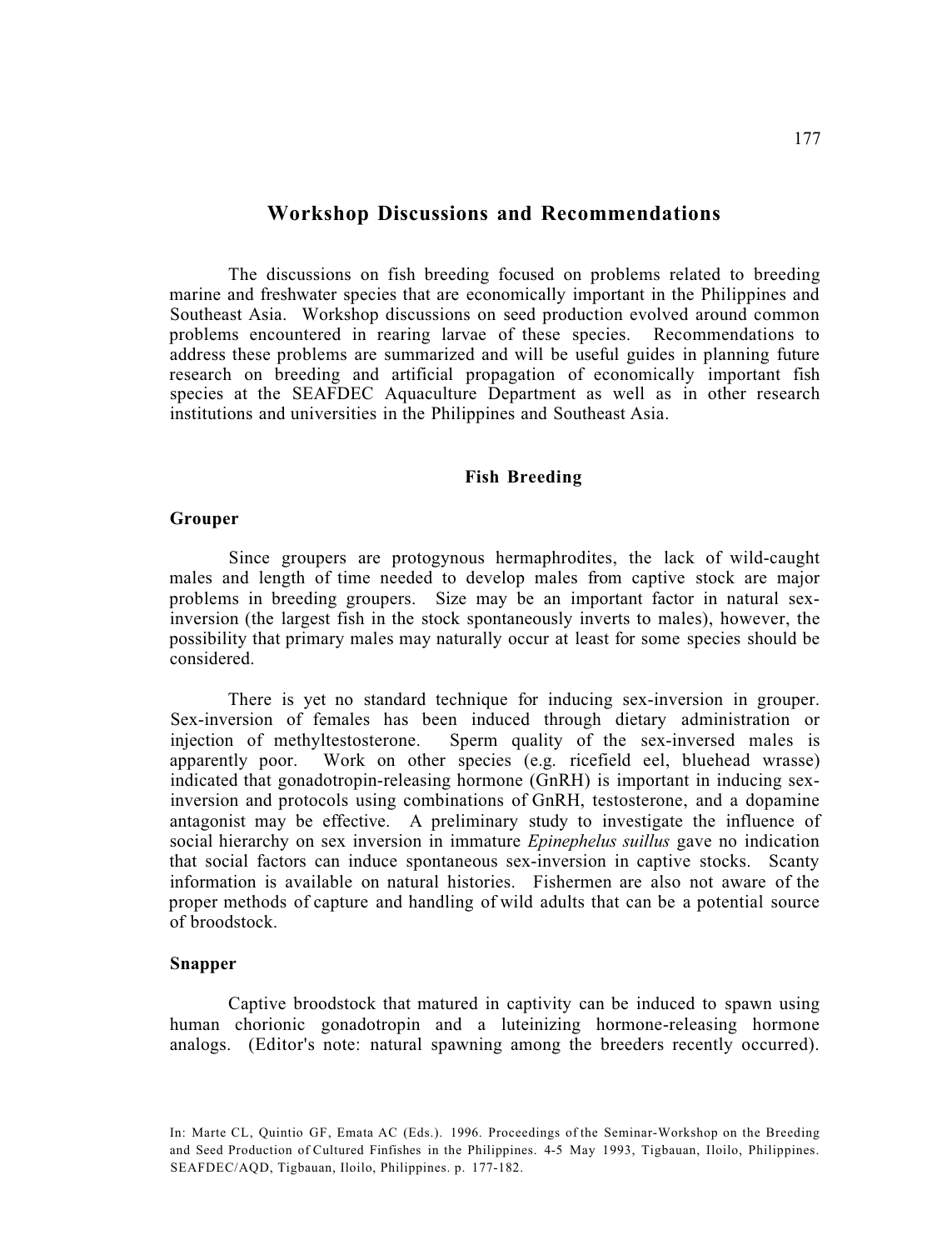# Workshop Discussions and Recommendations

The discussions on fish breeding focused on problems related to breeding marine and freshwater species that are economically important in the Philippines and Southeast Asia. Workshop discussions on seed production evolved around common problems encountered in rearing larvae of these species. Recommendations to address these problems are summarized and will be useful guides in planning future research on breeding and artificial propagation of economically important fish species at the SEAFDEC Aquaculture Department as well as in other research institutions and universities in the Philippines and Southeast Asia.

## Fish Breeding

### Grouper

Since groupers are protogynous hermaphrodites, the lack of wild-caught males and length of time needed to develop males from captive stock are major problems in breeding groupers. Size may be an important factor in natural sex-inversion (the largest fish in the stock spontaneously inverts to males), however, the possibility that primary males may naturally occur at least for some species should be considered.

There is yet no standard technique for inducing sex-inversion in grouper. Sex-inversion of females has been induced through dietary administration or injection of methyltestosterone. Sperm quality of the sex-inversed males is apparently poor. Work on other species (e.g. ricefield eel, bluehead wrasse) indicated that gonadotropin-releasing hormone (GnRH) is important in inducing sex-inversion and protocols using combinations of GnRH, testosterone, and a dopamine antagonist may be effective. A preliminary study to investigate the influence of social hierarchy on sex inversion in immature *Epinephelus suillus* gave no indication that social factors can induce spontaneous sex-inversion in captive stocks. Scanty information is available on natural histories. Fishermen are also not aware of the proper methods of capture and handling of wild adults that can be a potential source of broodstock.

### Snapper

Captive broodstock that matured in captivity can be induced to spawn using human chorionic gonadotropin and a luteinizing hormone-releasing hormone analogs. (Editor's note: natural spawning among the breeders recently occurred).

In: Marte CL, Quintio GF, Emata AC (Eds.). 1996. Proceedings of the Seminar-Workshop on the Breeding and Seed Production of Cultured Finfishes in the Philippines. 4-5 May 1993, Tigbauan, Iloilo, Philippines. SEAFDEC/AQD, Tigbauan, Iloilo, Philippines. p. 177-182.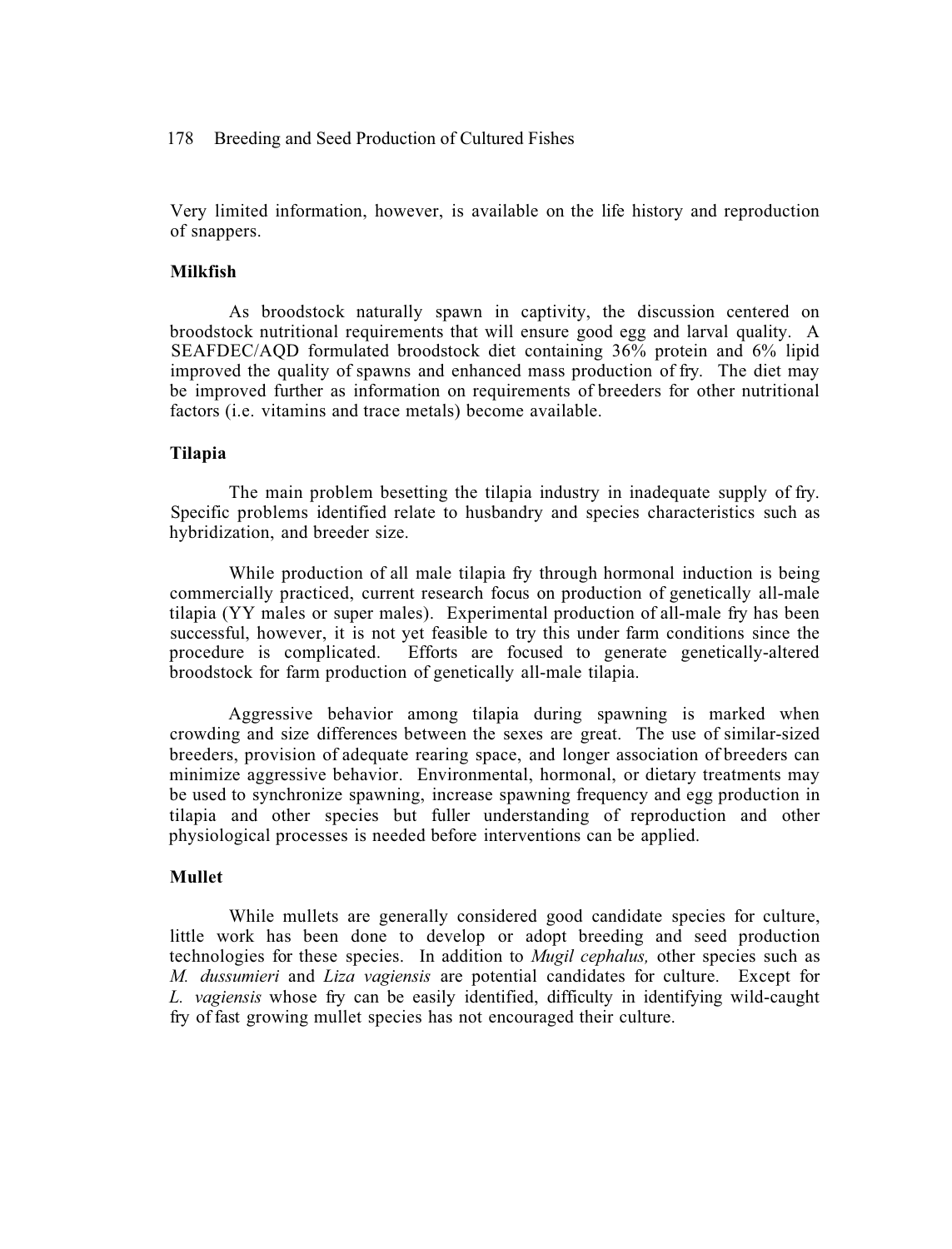Very limited information, however, is available on the life history and reproduction of snappers.

### Milkfish

As broodstock naturally spawn in captivity, the discussion centered on broodstock nutritional requirements that will ensure good egg and larval quality. A SEAFDEC/AQD formulated broodstock diet containing 36% protein and 6% lipid improved the quality of spawns and enhanced mass production of fry. The diet may be improved further as information on requirements of breeders for other nutritional factors (i.e. vitamins and trace metals) become available.

### Tilapia

The main problem besetting the tilapia industry in inadequate supply of fry. Specific problems identified relate to husbandry and species characteristics such as hybridization, and breeder size.

While production of all male tilapia fry through hormonal induction is being commercially practiced, current research focus on production of genetically all-male tilapia (YY males or super males). Experimental production of all-male fry has been successful, however, it is not yet feasible to try this under farm conditions since the procedure is complicated. Efforts are focused to generate genetically-altered broodstock for farm production of genetically all-male tilapia.

Aggressive behavior among tilapia during spawning is marked when crowding and size differences between the sexes are great. The use of similar-sized breeders, provision of adequate rearing space, and longer association of breeders can minimize aggressive behavior. Environmental, hormonal, or dietary treatments may be used to synchronize spawning, increase spawning frequency and egg production in tilapia and other species but fuller understanding of reproduction and other physiological processes is needed before interventions can be applied.

### Mullet

While mullets are generally considered good candidate species for culture, little work has been done to develop or adopt breeding and seed production technologies for these species. In addition to *Mugil cephalus,* other species such as *M. dussumieri* and *Liza vagiensis* are potential candidates for culture. Except for *L. vagiensis* whose fry can be easily identified, difficulty in identifying wild-caught fry of fast growing mullet species has not encouraged their culture.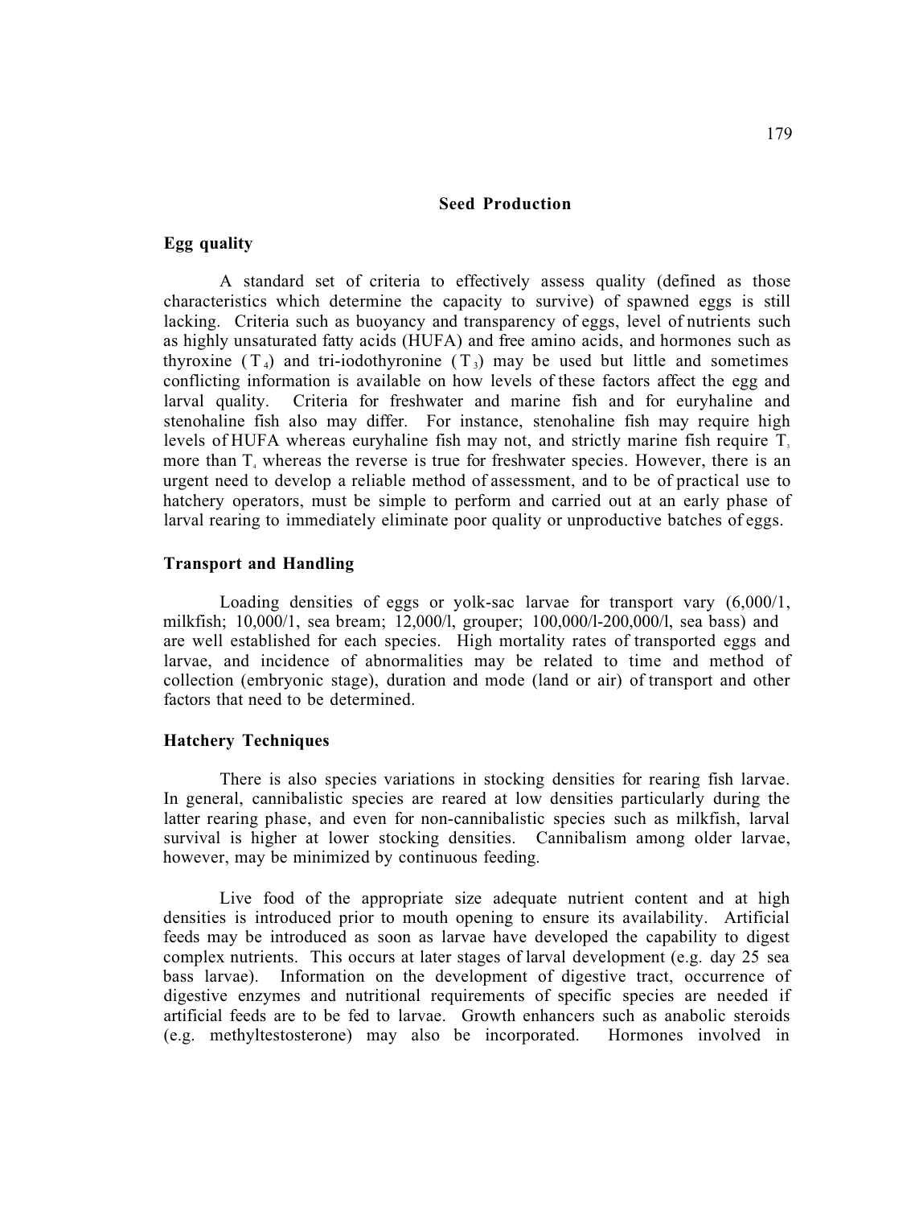## Seed Production

### Egg quality

A standard set of criteria to effectively assess quality (defined as those characteristics which determine the capacity to survive) of spawned eggs is still lacking. Criteria such as buoyancy and transparency of eggs, level of nutrients such as highly unsaturated fatty acids (HUFA) and free amino acids, and hormones such as thyroxine ($T_4$) and tri-iodothyronine ($T_3$) may be used but little and sometimes conflicting information is available on how levels of these factors affect the egg and larval quality. Criteria for freshwater and marine fish and for euryhaline and stenohaline fish also may differ. For instance, stenohaline fish may require high levels of HUFA whereas euryhaline fish may not, and strictly marine fish require $T_3$ more than $T_4$ whereas the reverse is true for freshwater species. However, there is an urgent need to develop a reliable method of assessment, and to be of practical use to hatchery operators, must be simple to perform and carried out at an early phase of larval rearing to immediately eliminate poor quality or unproductive batches of eggs.

### Transport and Handling

Loading densities of eggs or yolk-sac larvae for transport vary (6,000/1, milkfish; 10,000/1, sea bream; 12,000/l, grouper; 100,000/l-200,000/l, sea bass) and are well established for each species. High mortality rates of transported eggs and larvae, and incidence of abnormalities may be related to time and method of collection (embryonic stage), duration and mode (land or air) of transport and other factors that need to be determined.

### Hatchery Techniques

There is also species variations in stocking densities for rearing fish larvae. In general, cannibalistic species are reared at low densities particularly during the latter rearing phase, and even for non-cannibalistic species such as milkfish, larval survival is higher at lower stocking densities. Cannibalism among older larvae, however, may be minimized by continuous feeding.

Live food of the appropriate size adequate nutrient content and at high densities is introduced prior to mouth opening to ensure its availability. Artificial feeds may be introduced as soon as larvae have developed the capability to digest complex nutrients. This occurs at later stages of larval development (e.g. day 25 sea bass larvae). Information on the development of digestive tract, occurrence of digestive enzymes and nutritional requirements of specific species are needed if artificial feeds are to be fed to larvae. Growth enhancers such as anabolic steroids (e.g. methyltestosterone) may also be incorporated. Hormones involved in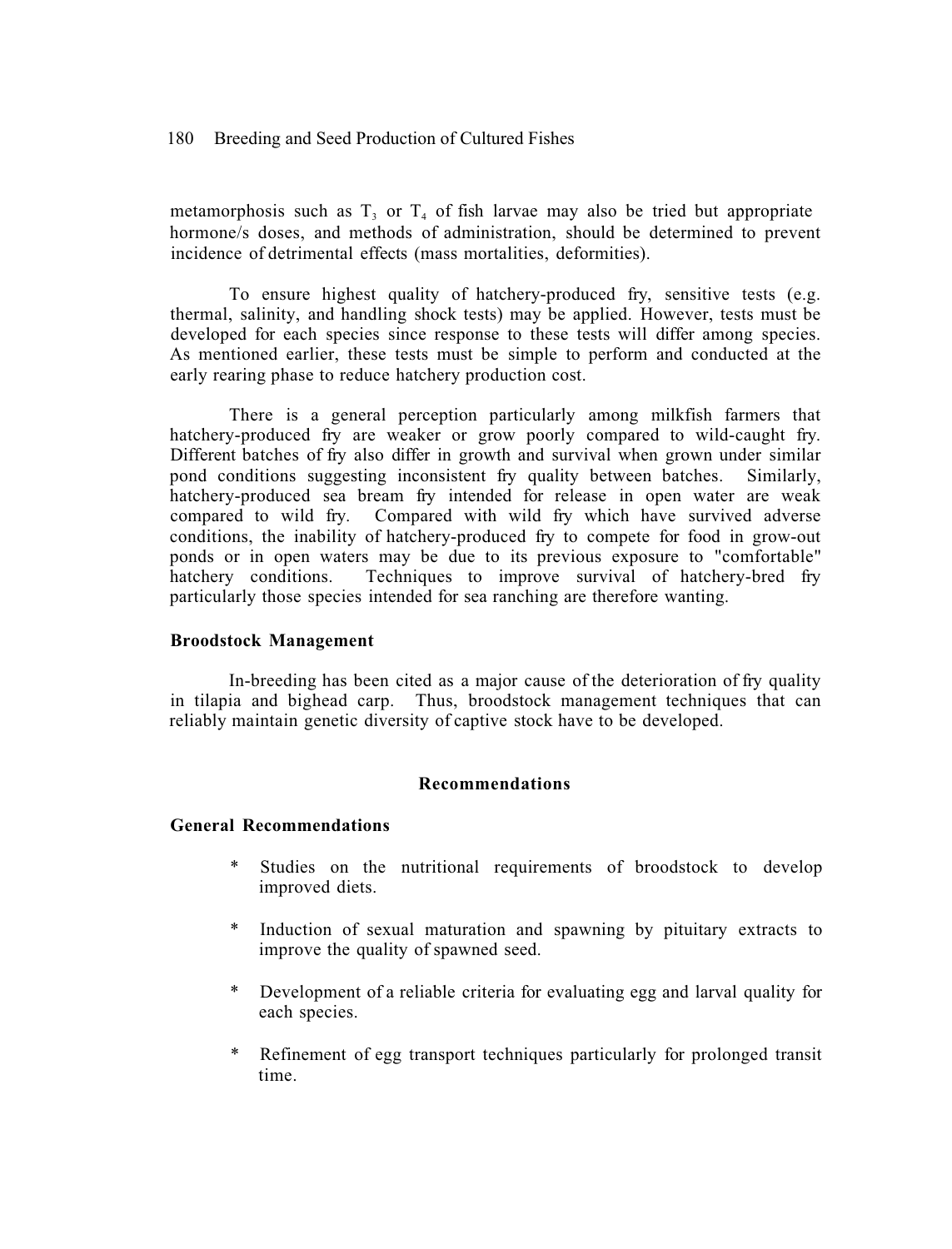metamorphosis such as $T_3$ or $T_4$ of fish larvae may also be tried but appropriate hormone/s doses, and methods of administration, should be determined to prevent incidence of detrimental effects (mass mortalities, deformities).

To ensure highest quality of hatchery-produced fry, sensitive tests (e.g. thermal, salinity, and handling shock tests) may be applied. However, tests must be developed for each species since response to these tests will differ among species. As mentioned earlier, these tests must be simple to perform and conducted at the early rearing phase to reduce hatchery production cost.

There is a general perception particularly among milkfish farmers that hatchery-produced fry are weaker or grow poorly compared to wild-caught fry. Different batches of fry also differ in growth and survival when grown under similar pond conditions suggesting inconsistent fry quality between batches. Similarly, hatchery-produced sea bream fry intended for release in open water are weak compared to wild fry. Compared with wild fry which have survived adverse conditions, the inability of hatchery-produced fry to compete for food in grow-out ponds or in open waters may be due to its previous exposure to "comfortable" hatchery conditions. Techniques to improve survival of hatchery-bred fry particularly those species intended for sea ranching are therefore wanting.

**Broodstock Management**

In-breeding has been cited as a major cause of the deterioration of fry quality in tilapia and bighead carp. Thus, broodstock management techniques that can reliably maintain genetic diversity of captive stock have to be developed.

## Recommendations

**General Recommendations**

* Studies on the nutritional requirements of broodstock to develop improved diets.

* Induction of sexual maturation and spawning by pituitary extracts to improve the quality of spawned seed.

* Development of a reliable criteria for evaluating egg and larval quality for each species.

* Refinement of egg transport techniques particularly for prolonged transit time.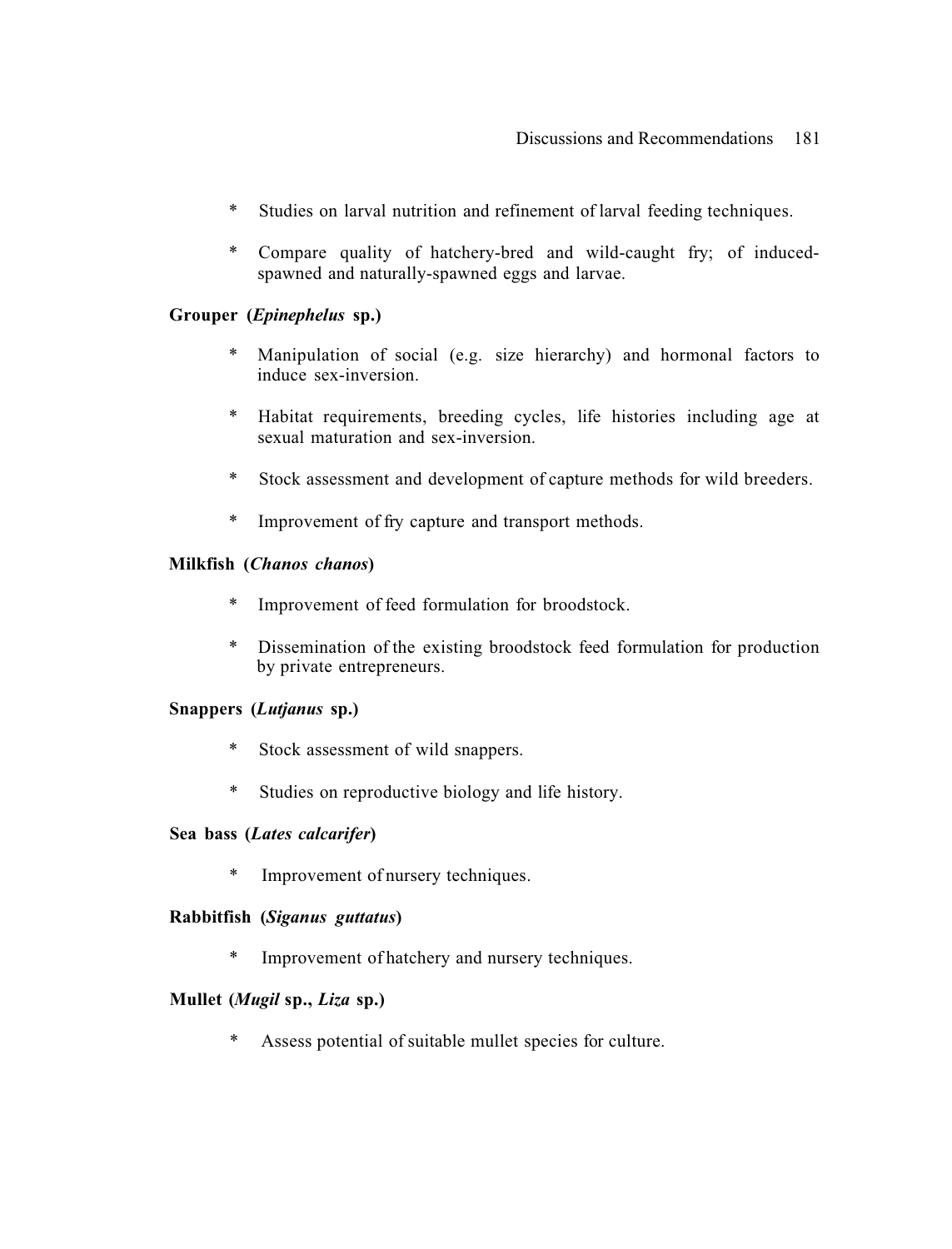* Studies on larval nutrition and refinement of larval feeding techniques.

* Compare quality of hatchery-bred and wild-caught fry; of induced-spawned and naturally-spawned eggs and larvae.

**Grouper (*Epinephelus* sp.)**

* Manipulation of social (e.g. size hierarchy) and hormonal factors to induce sex-inversion.

* Habitat requirements, breeding cycles, life histories including age at sexual maturation and sex-inversion.

* Stock assessment and development of capture methods for wild breeders.

* Improvement of fry capture and transport methods.

**Milkfish (*Chanos chanos*)**

* Improvement of feed formulation for broodstock.

* Dissemination of the existing broodstock feed formulation for production by private entrepreneurs.

**Snappers (*Lutjanus* sp.)**

* Stock assessment of wild snappers.

* Studies on reproductive biology and life history.

**Sea bass (*Lates calcarifer*)**

* Improvement of nursery techniques.

**Rabbitfish (*Siganus guttatus*)**

* Improvement of hatchery and nursery techniques.

**Mullet (*Mugil* sp., *Liza* sp.)**

* Assess potential of suitable mullet species for culture.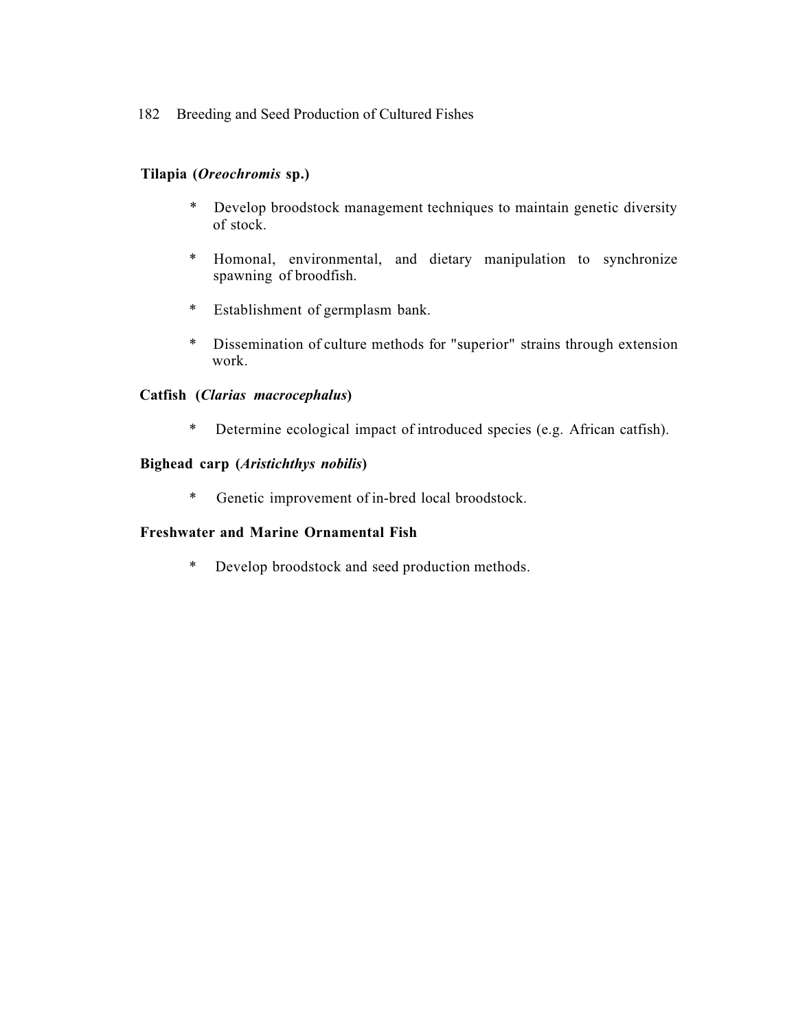**Tilapia (*Oreochromis* sp.)**

* Develop broodstock management techniques to maintain genetic diversity of stock.

* Homonal, environmental, and dietary manipulation to synchronize spawning of broodfish.

* Establishment of germplasm bank.

* Dissemination of culture methods for "superior" strains through extension work.

**Catfish (*Clarias macrocephalus*)**

* Determine ecological impact of introduced species (e.g. African catfish).

**Bighead carp (*Aristichthys nobilis*)**

* Genetic improvement of in-bred local broodstock.

**Freshwater and Marine Ornamental Fish**

* Develop broodstock and seed production methods.